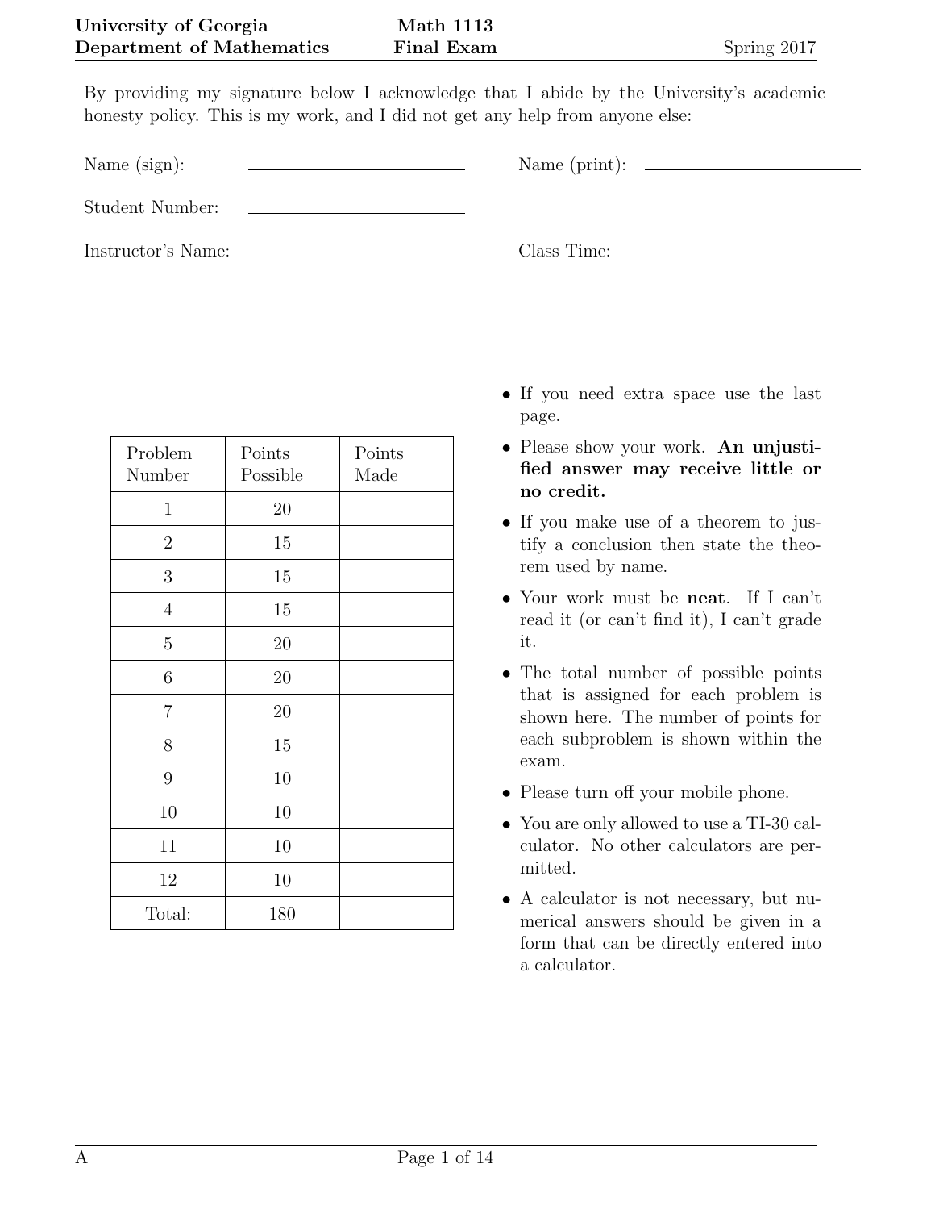**University of Georgia** **Math 1113**
**Department of Mathematics** **Final Exam** Spring 2017

By providing my signature below I acknowledge that I abide by the University's academic honesty policy. This is my work, and I did not get any help from anyone else:

Name (sign): ____________________ Name (print): ____________________

Student Number: ____________________

Instructor's Name: ____________________ Class Time: ____________________

| Problem Number | Points Possible | Points Made |
|---|---|---|
| 1 | 20 | |
| 2 | 15 | |
| 3 | 15 | |
| 4 | 15 | |
| 5 | 20 | |
| 6 | 20 | |
| 7 | 20 | |
| 8 | 15 | |
| 9 | 10 | |
| 10 | 10 | |
| 11 | 10 | |
| 12 | 10 | |
| Total: | 180 | |

- If you need extra space use the last page.
- Please show your work. **An unjustified answer may receive little or no credit.**
- If you make use of a theorem to justify a conclusion then state the theorem used by name.
- Your work must be **neat**. If I can't read it (or can't find it), I can't grade it.
- The total number of possible points that is assigned for each problem is shown here. The number of points for each subproblem is shown within the exam.
- Please turn off your mobile phone.
- You are only allowed to use a TI-30 calculator. No other calculators are permitted.
- A calculator is not necessary, but numerical answers should be given in a form that can be directly entered into a calculator.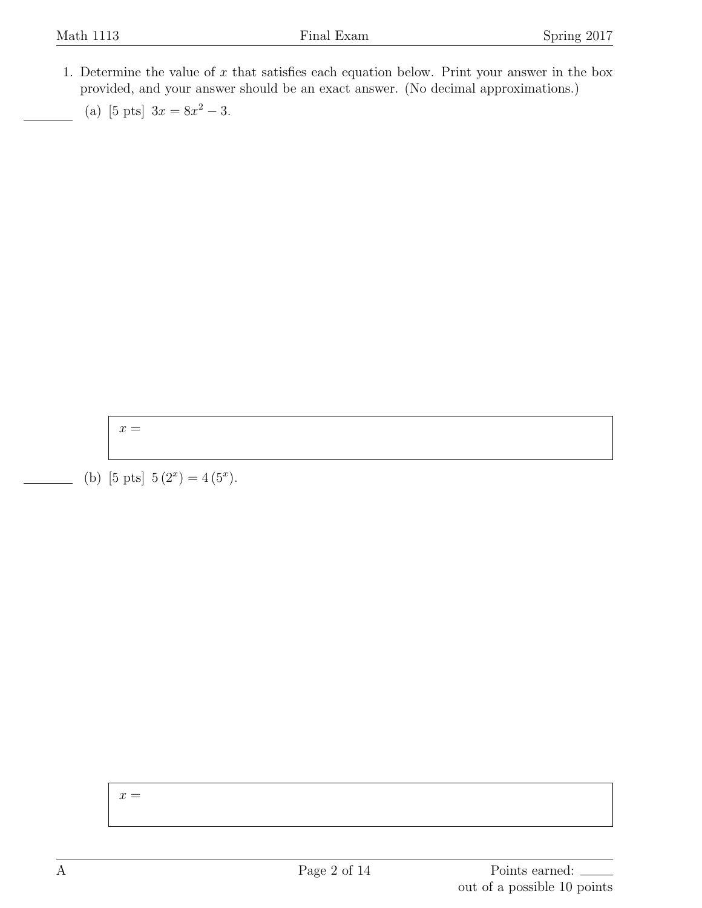1. Determine the value of $x$ that satisfies each equation below. Print your answer in the box provided, and your answer should be an exact answer. (No decimal approximations.)

   (a) [5 pts] $3x = 8x^2 - 3$.

   $x =$

   (b) [5 pts] $5\left(2^x\right) = 4\left(5^x\right)$.

   $x =$

Points earned: ______ out of a possible 10 points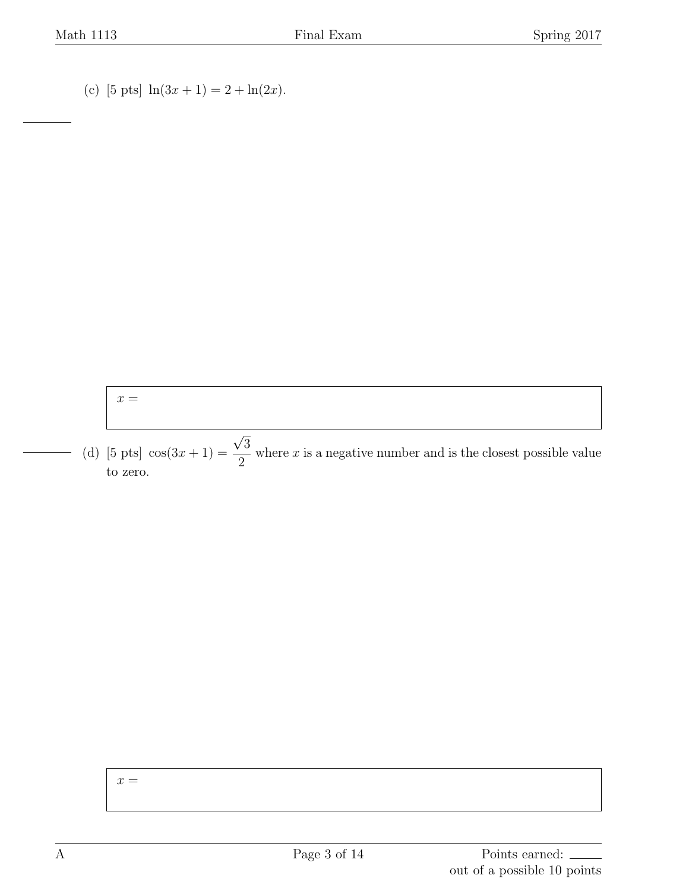(c) [5 pts] $\ln(3x+1) = 2 + \ln(2x)$.

$x =$

(d) [5 pts] $\cos(3x+1) = \dfrac{\sqrt{3}}{2}$ where $x$ is a negative number and is the closest possible value to zero.

$x =$

Points earned: ______
out of a possible 10 points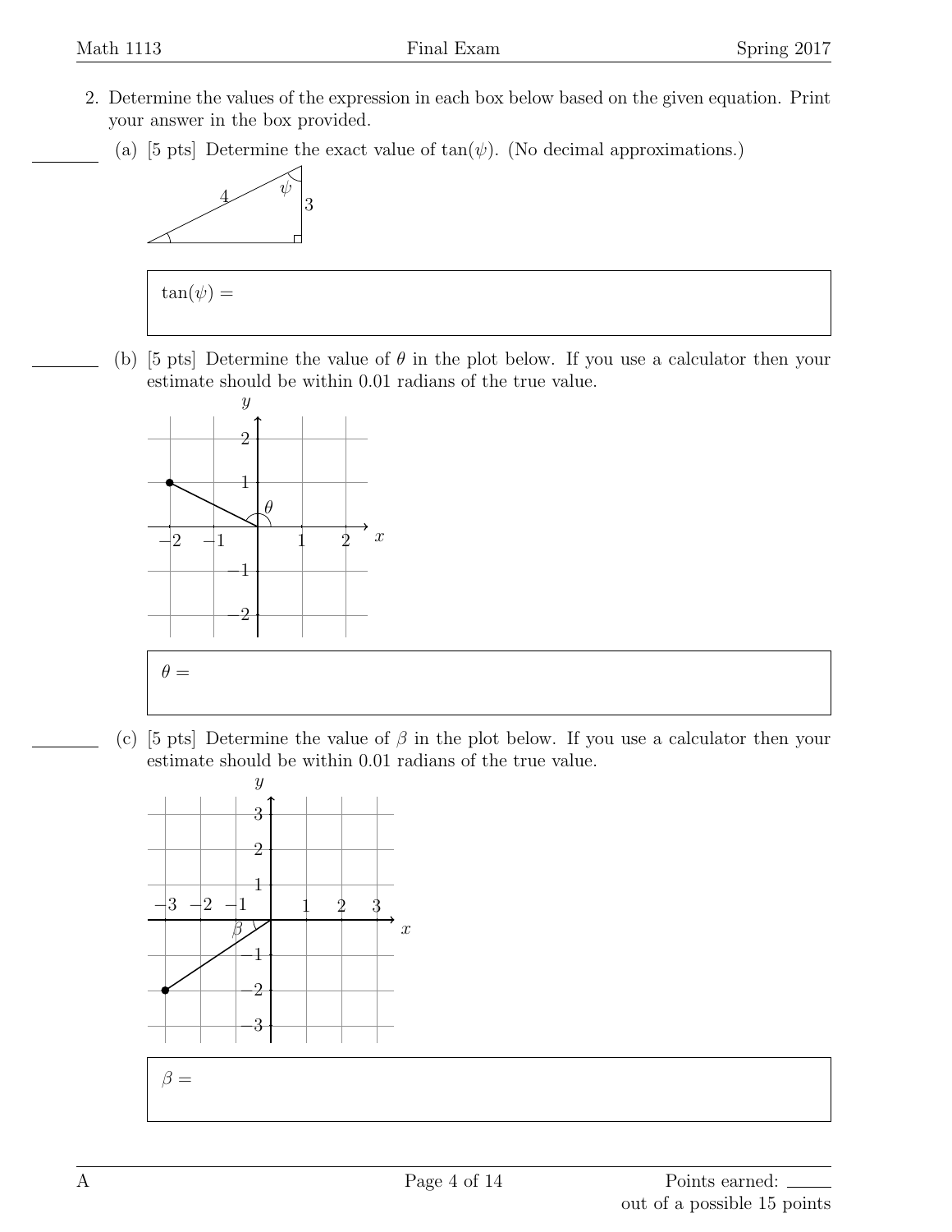2. Determine the values of the expression in each box below based on the given equation. Print your answer in the box provided.

(a) [5 pts] Determine the exact value of $\tan(\psi)$. (No decimal approximations.)

$\tan(\psi) =$

(b) [5 pts] Determine the value of $\theta$ in the plot below. If you use a calculator then your estimate should be within 0.01 radians of the true value.

$\theta =$

(c) [5 pts] Determine the value of $\beta$ in the plot below. If you use a calculator then your estimate should be within 0.01 radians of the true value.

$\beta =$

Points earned: \_\_\_\_\_ out of a possible 15 points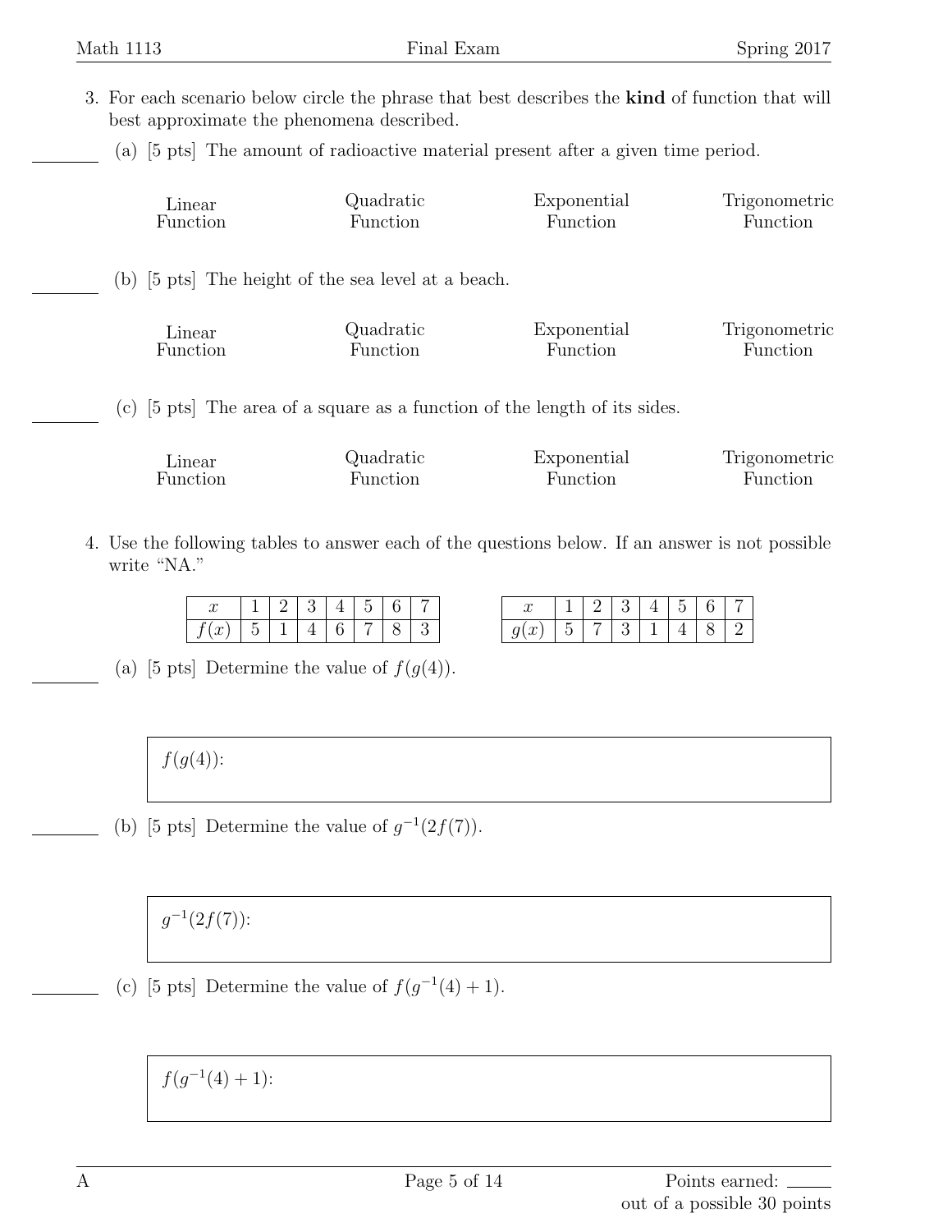3. For each scenario below circle the phrase that best describes the **kind** of function that will best approximate the phenomena described.

   (a) [5 pts] The amount of radioactive material present after a given time period.

   Linear Function | Quadratic Function | Exponential Function | Trigonometric Function

   (b) [5 pts] The height of the sea level at a beach.

   Linear Function | Quadratic Function | Exponential Function | Trigonometric Function

   (c) [5 pts] The area of a square as a function of the length of its sides.

   Linear Function | Quadratic Function | Exponential Function | Trigonometric Function

4. Use the following tables to answer each of the questions below. If an answer is not possible write "NA."

| $x$ | 1 | 2 | 3 | 4 | 5 | 6 | 7 |
|---|---|---|---|---|---|---|---|
| $f(x)$ | 5 | 1 | 4 | 6 | 7 | 8 | 3 |

| $x$ | 1 | 2 | 3 | 4 | 5 | 6 | 7 |
|---|---|---|---|---|---|---|---|
| $g(x)$ | 5 | 7 | 3 | 1 | 4 | 8 | 2 |

   (a) [5 pts] Determine the value of $f(g(4))$.

   $f(g(4))$:

   (b) [5 pts] Determine the value of $g^{-1}(2f(7))$.

   $g^{-1}(2f(7))$:

   (c) [5 pts] Determine the value of $f(g^{-1}(4) + 1)$.

   $f(g^{-1}(4) + 1)$: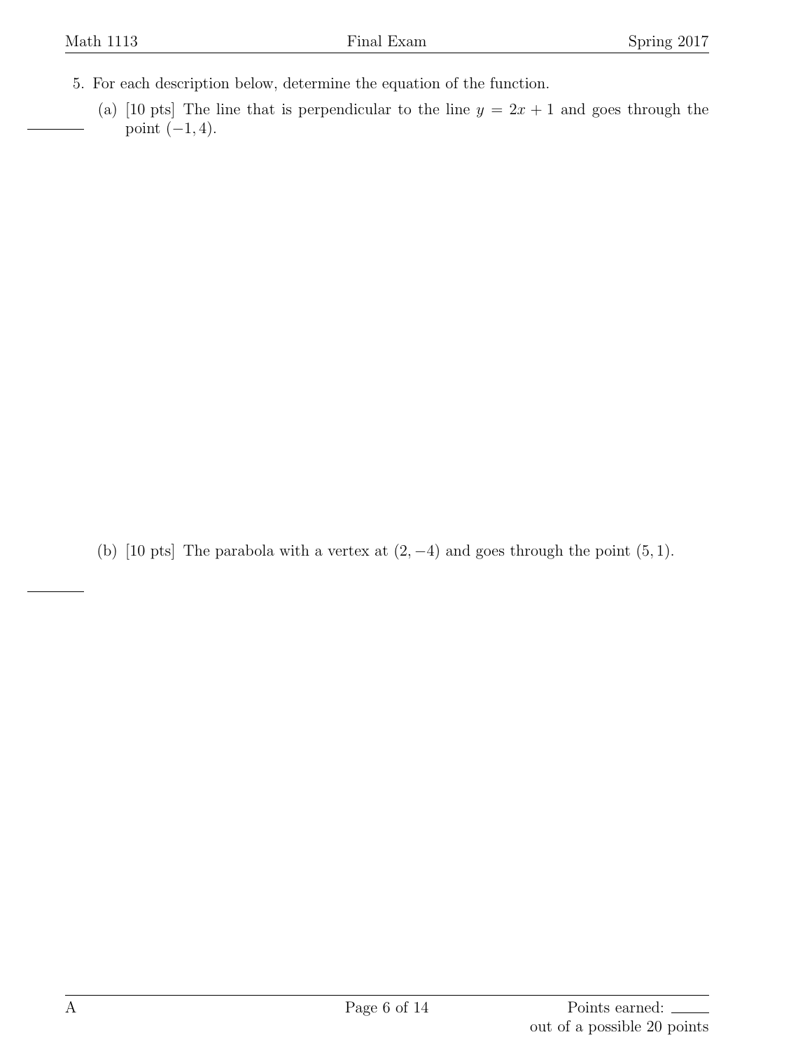5. For each description below, determine the equation of the function.

   (a) [10 pts] The line that is perpendicular to the line $y = 2x + 1$ and goes through the point $(-1, 4)$.

   (b) [10 pts] The parabola with a vertex at $(2, -4)$ and goes through the point $(5, 1)$.

Points earned: ______ out of a possible 20 points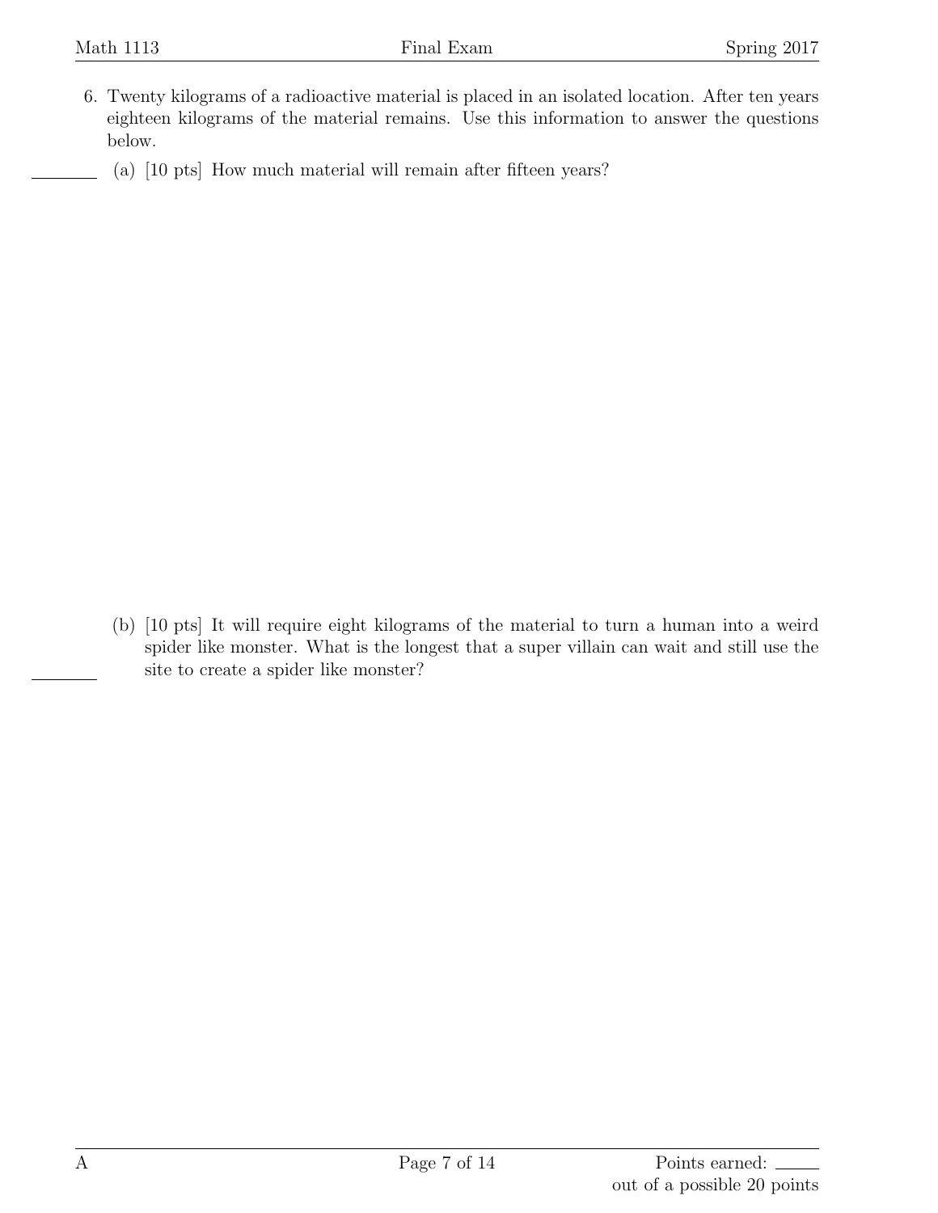6. Twenty kilograms of a radioactive material is placed in an isolated location. After ten years eighteen kilograms of the material remains. Use this information to answer the questions below.

   (a) [10 pts] How much material will remain after fifteen years?

   (b) [10 pts] It will require eight kilograms of the material to turn a human into a weird spider like monster. What is the longest that a super villain can wait and still use the site to create a spider like monster?

Points earned: ______ out of a possible 20 points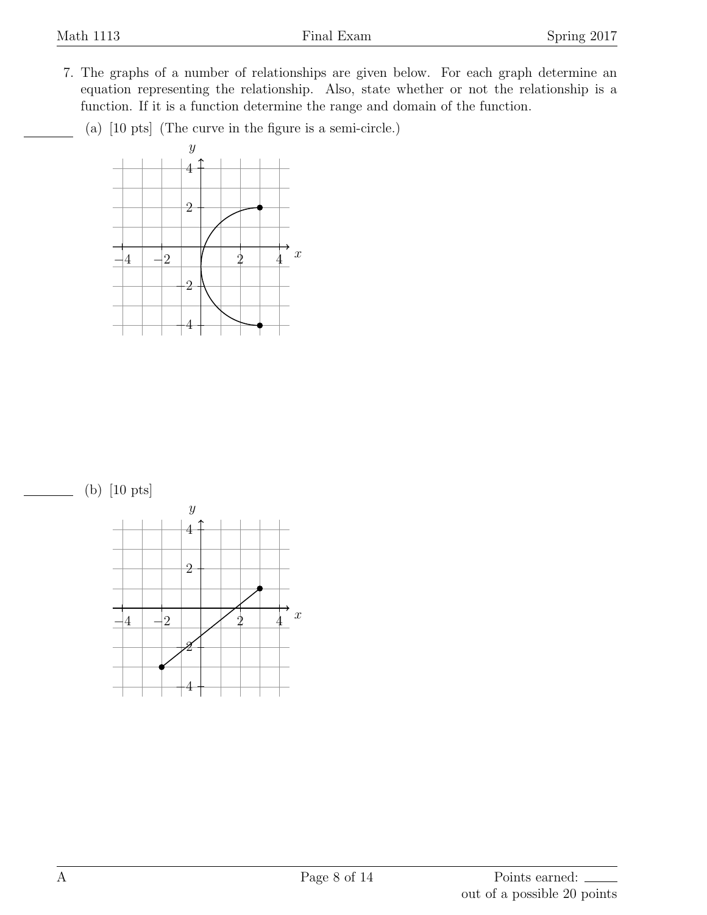7. The graphs of a number of relationships are given below. For each graph determine an equation representing the relationship. Also, state whether or not the relationship is a function. If it is a function determine the range and domain of the function.

   ______ (a) [10 pts] (The curve in the figure is a semi-circle.)

   ______ (b) [10 pts]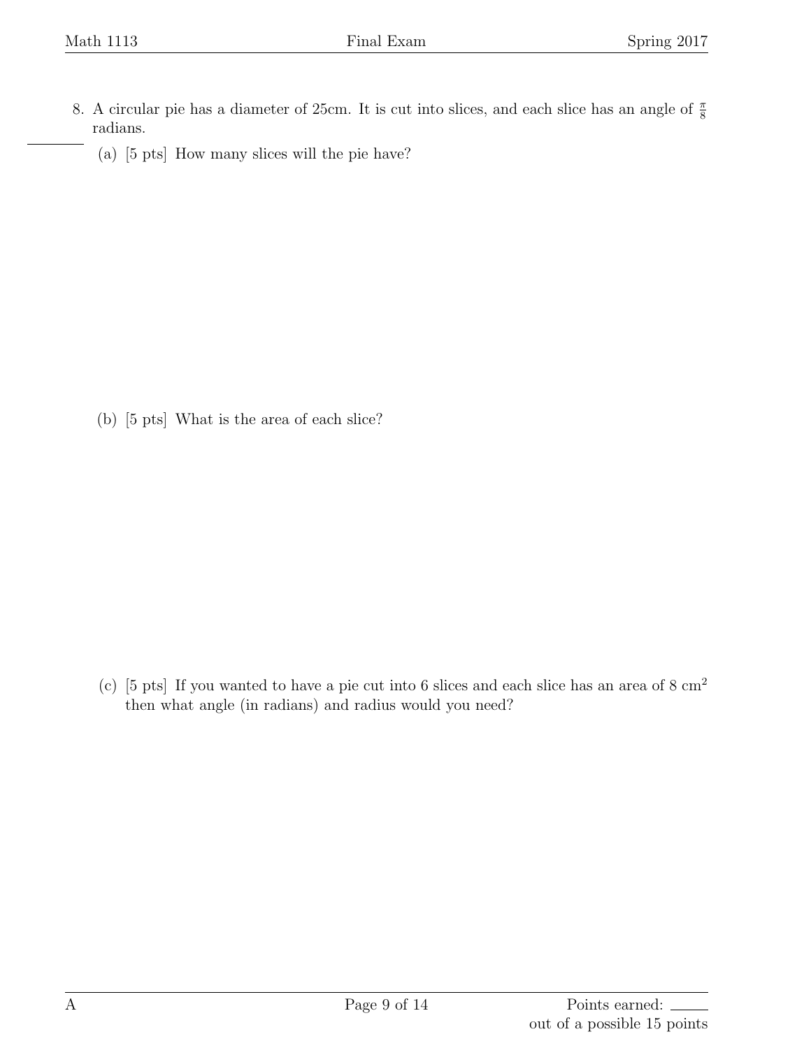8. A circular pie has a diameter of 25cm. It is cut into slices, and each slice has an angle of $\frac{\pi}{8}$ radians.

   (a) [5 pts] How many slices will the pie have?

   (b) [5 pts] What is the area of each slice?

   (c) [5 pts] If you wanted to have a pie cut into 6 slices and each slice has an area of 8 $\text{cm}^2$ then what angle (in radians) and radius would you need?

Points earned: ______ out of a possible 15 points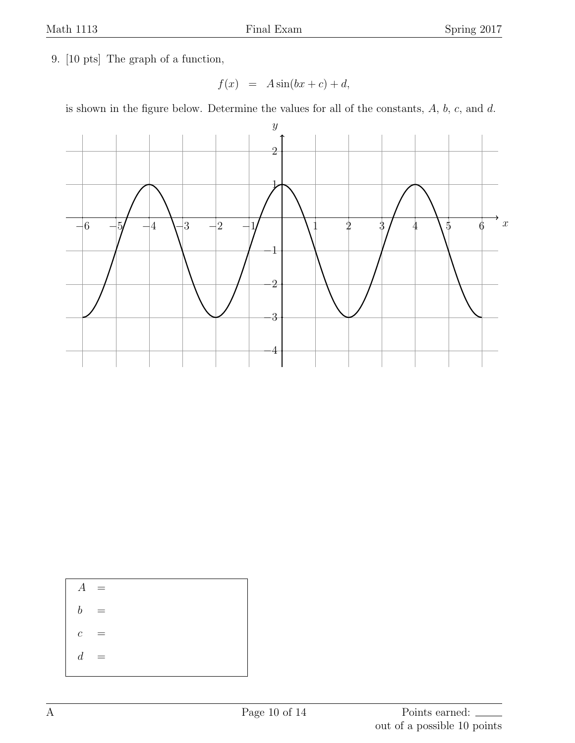9. [10 pts] The graph of a function,

$$f(x) \quad = \quad A\sin(bx + c) + d,$$

is shown in the figure below. Determine the values for all of the constants, $A$, $b$, $c$, and $d$.

| |
|---|
| $A \quad =$ |
| $b \quad =$ |
| $c \quad =$ |
| $d \quad =$ |

A

Points earned: ______
out of a possible 10 points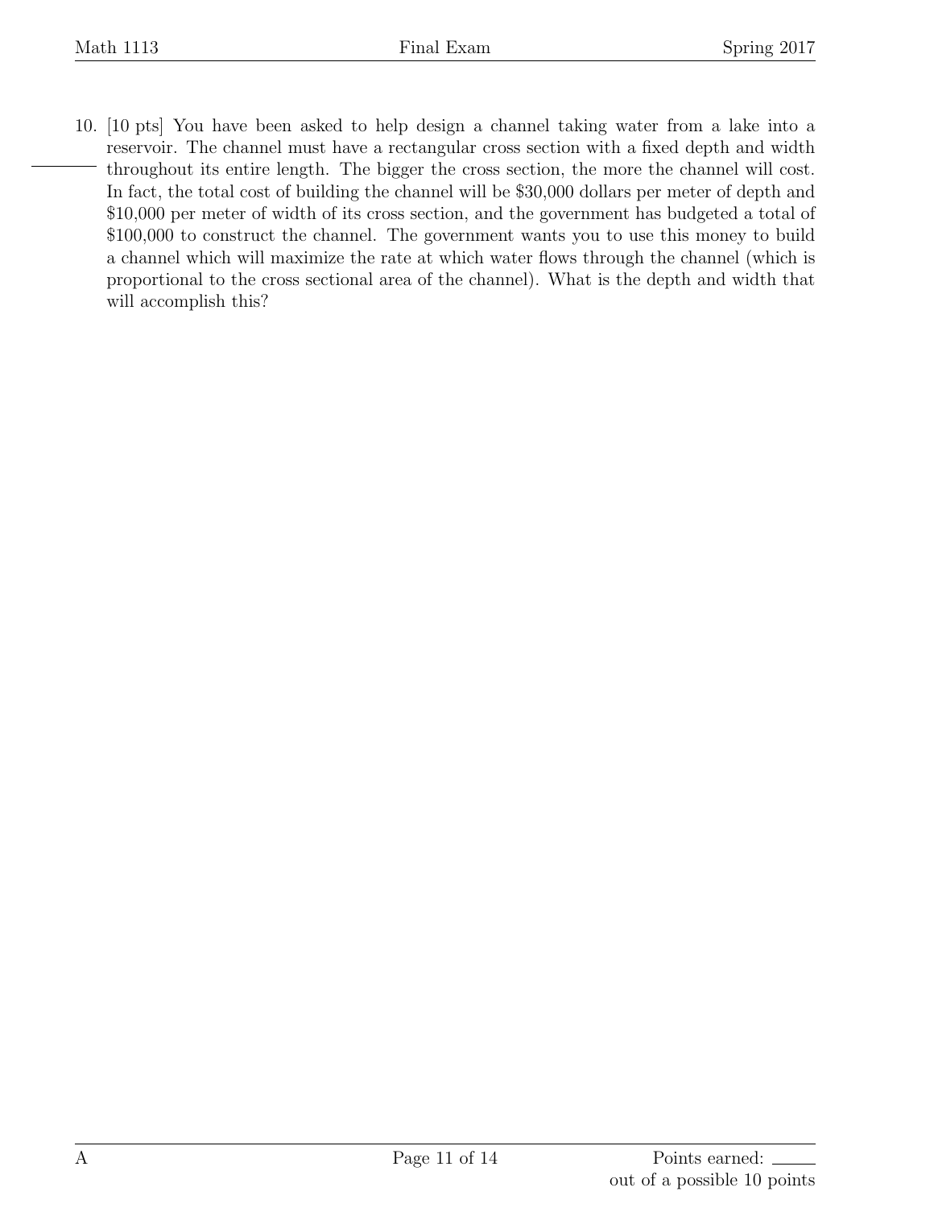10. [10 pts] You have been asked to help design a channel taking water from a lake into a reservoir. The channel must have a rectangular cross section with a fixed depth and width throughout its entire length. The bigger the cross section, the more the channel will cost. In fact, the total cost of building the channel will be $30,000 dollars per meter of depth and $10,000 per meter of width of its cross section, and the government has budgeted a total of $100,000 to construct the channel. The government wants you to use this money to build a channel which will maximize the rate at which water flows through the channel (which is proportional to the cross sectional area of the channel). What is the depth and width that will accomplish this?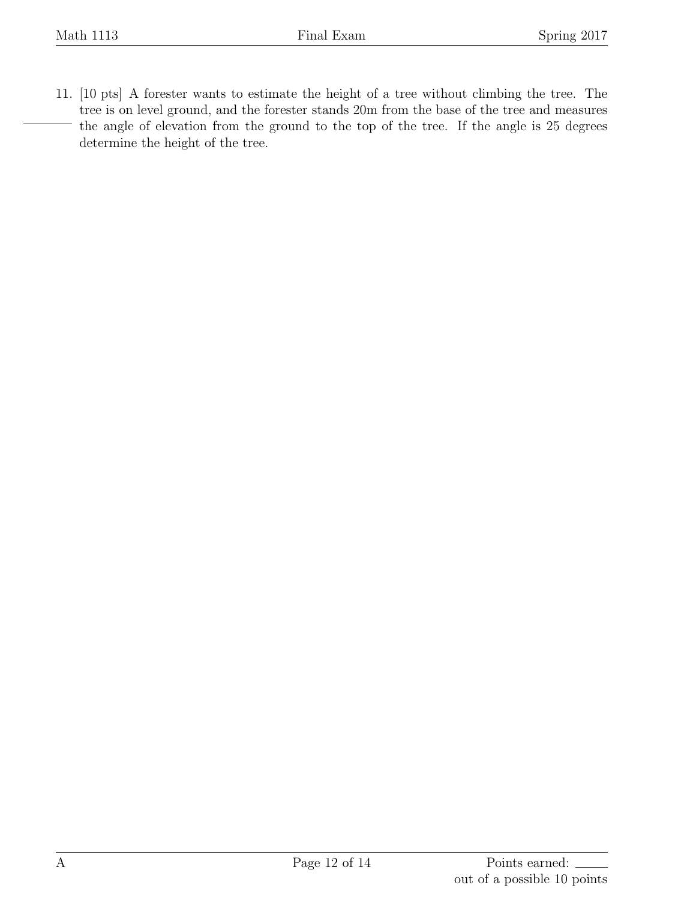11. [10 pts] A forester wants to estimate the height of a tree without climbing the tree. The tree is on level ground, and the forester stands 20m from the base of the tree and measures the angle of elevation from the ground to the top of the tree. If the angle is 25 degrees determine the height of the tree.

A

Points earned: ______
out of a possible 10 points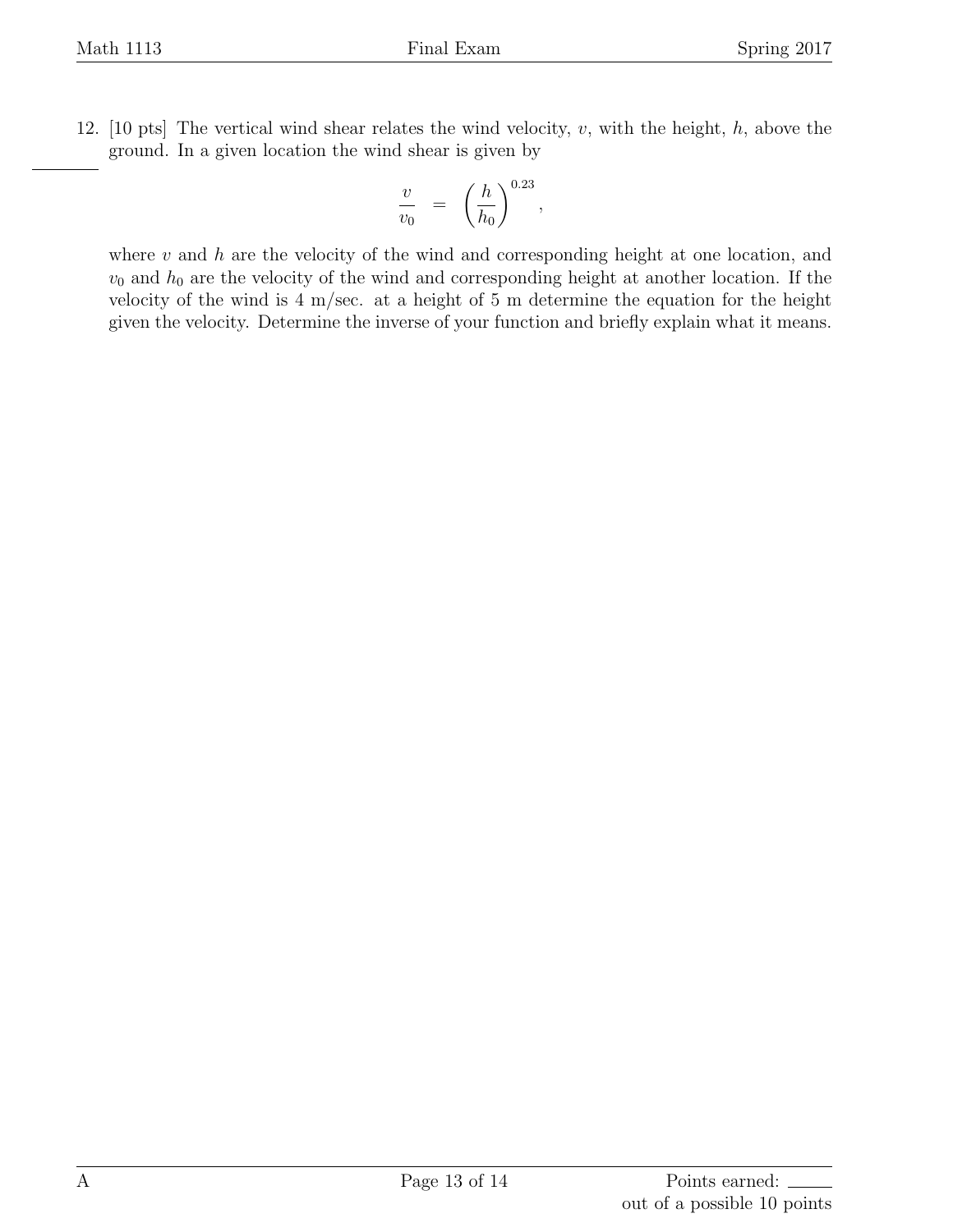12. [10 pts] The vertical wind shear relates the wind velocity, $v$, with the height, $h$, above the ground. In a given location the wind shear is given by

$$\frac{v}{v_0} = \left(\frac{h}{h_0}\right)^{0.23},$$

where $v$ and $h$ are the velocity of the wind and corresponding height at one location, and $v_0$ and $h_0$ are the velocity of the wind and corresponding height at another location. If the velocity of the wind is 4 m/sec. at a height of 5 m determine the equation for the height given the velocity. Determine the inverse of your function and briefly explain what it means.

Points earned: ____ out of a possible 10 points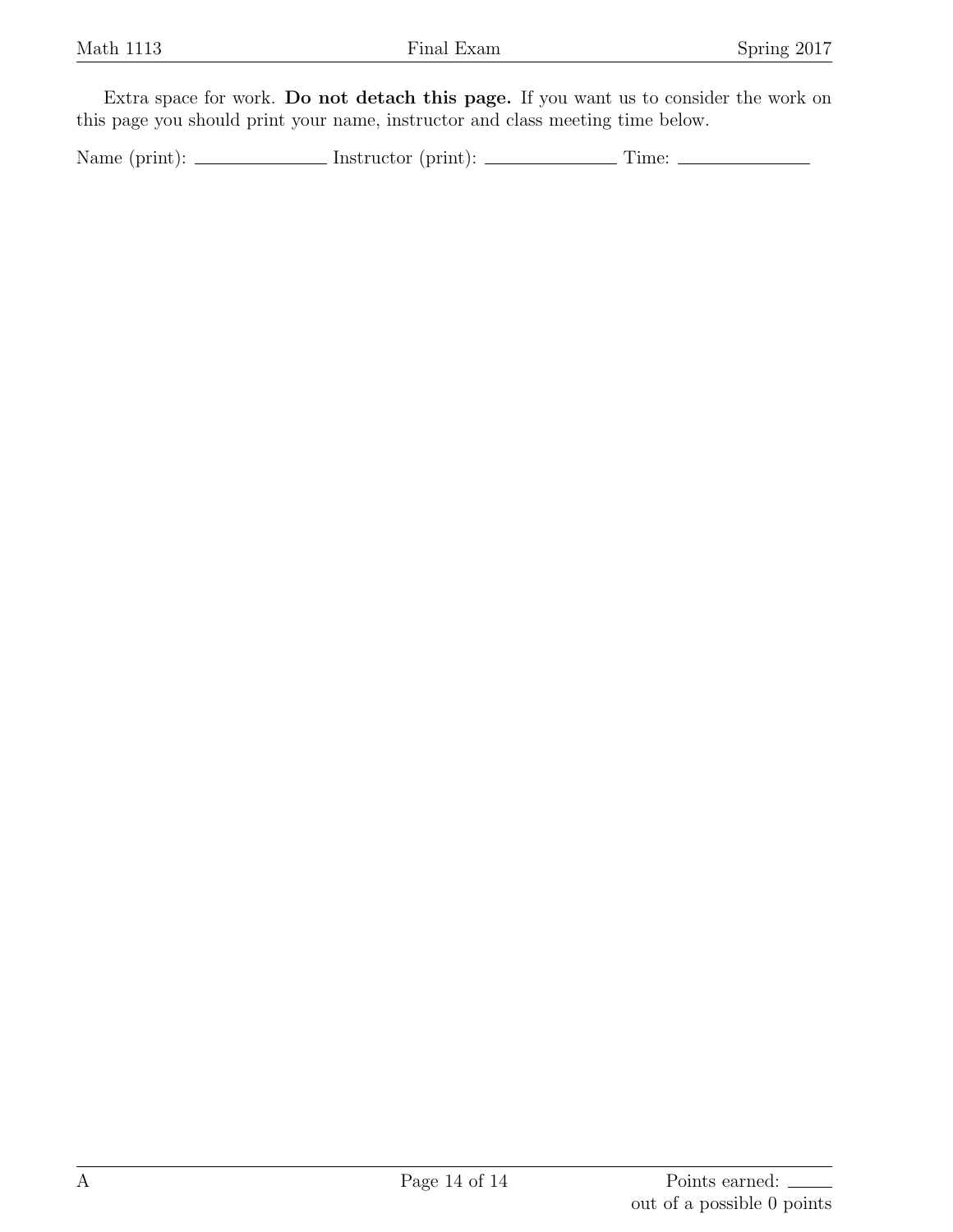Extra space for work. **Do not detach this page.** If you want us to consider the work on this page you should print your name, instructor and class meeting time below.

Name (print): ____________ Instructor (print): ____________ Time: ____________

Points earned: _____
out of a possible 0 points